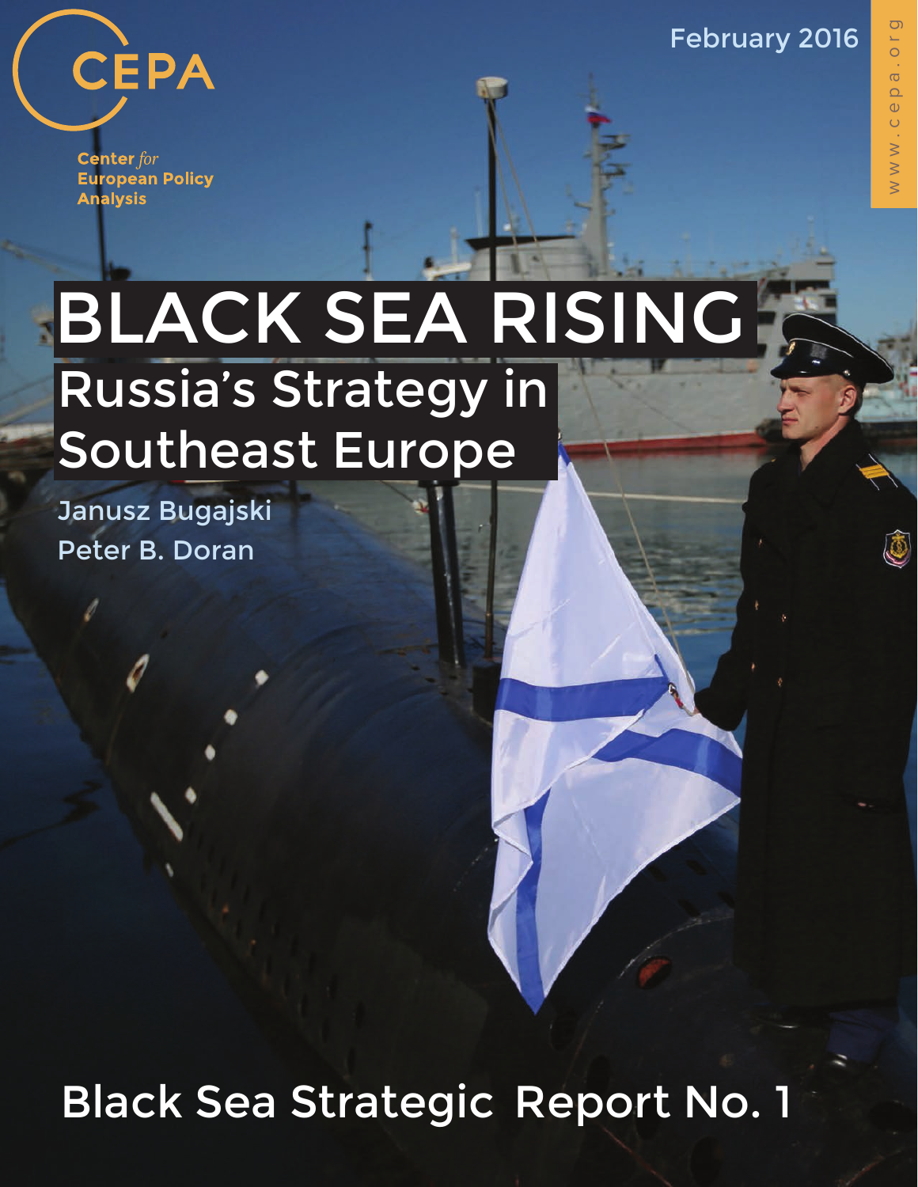CEPA

Center *for* European Policy Analysis

February 2016

www.cepa.org

# BLACK SEA RISING

## Russia's Strategy in Southeast Europe

Janusz Bugajski

Peter B. Doran

Black Sea Strategic Report No. 1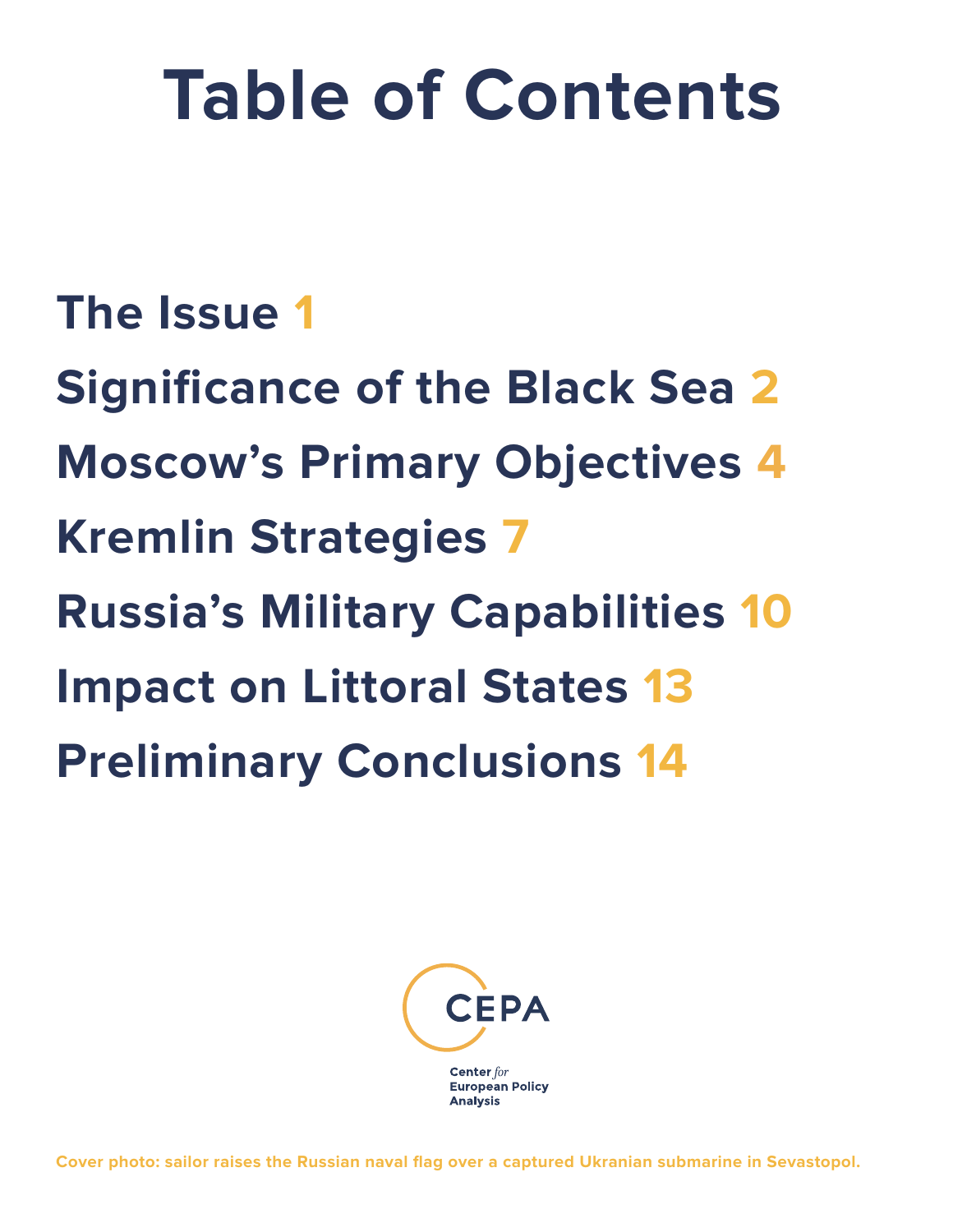# Table of Contents

The Issue 1

Significance of the Black Sea 2

Moscow's Primary Objectives 4

Kremlin Strategies 7

Russia's Military Capabilities 10

Impact on Littoral States 13

Preliminary Conclusions 14

CEPA

Center *for* European Policy Analysis

Cover photo: sailor raises the Russian naval flag over a captured Ukranian submarine in Sevastopol.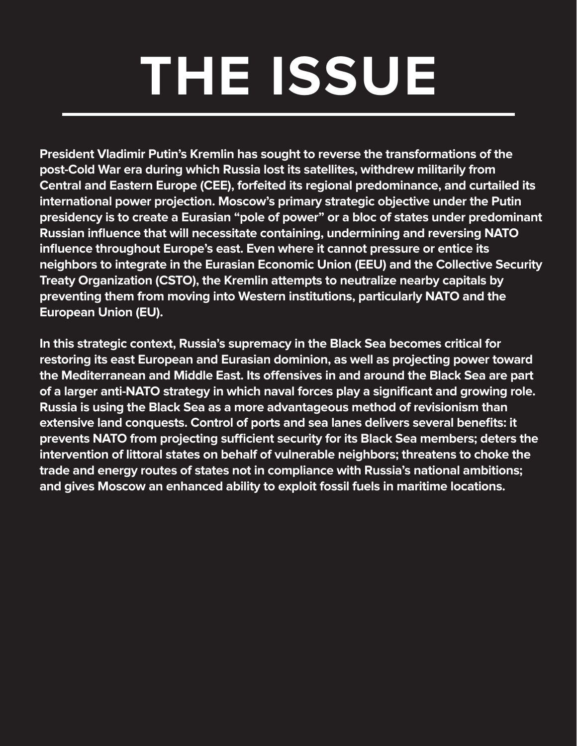# THE ISSUE

**President Vladimir Putin's Kremlin has sought to reverse the transformations of the post-Cold War era during which Russia lost its satellites, withdrew militarily from Central and Eastern Europe (CEE), forfeited its regional predominance, and curtailed its international power projection. Moscow's primary strategic objective under the Putin presidency is to create a Eurasian "pole of power" or a bloc of states under predominant Russian influence that will necessitate containing, undermining and reversing NATO influence throughout Europe's east. Even where it cannot pressure or entice its neighbors to integrate in the Eurasian Economic Union (EEU) and the Collective Security Treaty Organization (CSTO), the Kremlin attempts to neutralize nearby capitals by preventing them from moving into Western institutions, particularly NATO and the European Union (EU).**

**In this strategic context, Russia's supremacy in the Black Sea becomes critical for restoring its east European and Eurasian dominion, as well as projecting power toward the Mediterranean and Middle East. Its offensives in and around the Black Sea are part of a larger anti-NATO strategy in which naval forces play a significant and growing role. Russia is using the Black Sea as a more advantageous method of revisionism than extensive land conquests. Control of ports and sea lanes delivers several benefits: it prevents NATO from projecting sufficient security for its Black Sea members; deters the intervention of littoral states on behalf of vulnerable neighbors; threatens to choke the trade and energy routes of states not in compliance with Russia's national ambitions; and gives Moscow an enhanced ability to exploit fossil fuels in maritime locations.**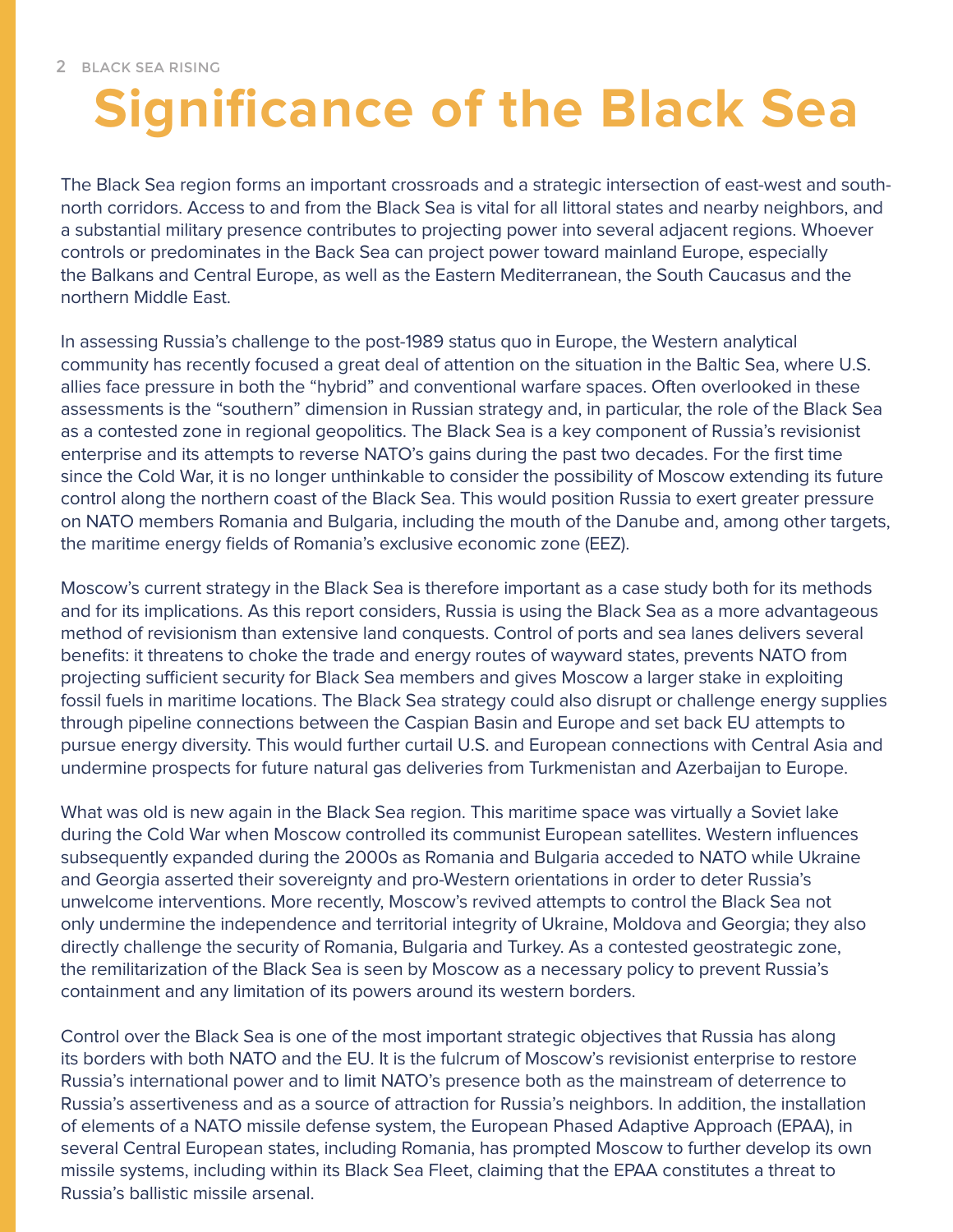# Significance of the Black Sea

The Black Sea region forms an important crossroads and a strategic intersection of east-west and south-north corridors. Access to and from the Black Sea is vital for all littoral states and nearby neighbors, and a substantial military presence contributes to projecting power into several adjacent regions. Whoever controls or predominates in the Back Sea can project power toward mainland Europe, especially the Balkans and Central Europe, as well as the Eastern Mediterranean, the South Caucasus and the northern Middle East.

In assessing Russia's challenge to the post-1989 status quo in Europe, the Western analytical community has recently focused a great deal of attention on the situation in the Baltic Sea, where U.S. allies face pressure in both the "hybrid" and conventional warfare spaces. Often overlooked in these assessments is the "southern" dimension in Russian strategy and, in particular, the role of the Black Sea as a contested zone in regional geopolitics. The Black Sea is a key component of Russia's revisionist enterprise and its attempts to reverse NATO's gains during the past two decades. For the first time since the Cold War, it is no longer unthinkable to consider the possibility of Moscow extending its future control along the northern coast of the Black Sea. This would position Russia to exert greater pressure on NATO members Romania and Bulgaria, including the mouth of the Danube and, among other targets, the maritime energy fields of Romania's exclusive economic zone (EEZ).

Moscow's current strategy in the Black Sea is therefore important as a case study both for its methods and for its implications. As this report considers, Russia is using the Black Sea as a more advantageous method of revisionism than extensive land conquests. Control of ports and sea lanes delivers several benefits: it threatens to choke the trade and energy routes of wayward states, prevents NATO from projecting sufficient security for Black Sea members and gives Moscow a larger stake in exploiting fossil fuels in maritime locations. The Black Sea strategy could also disrupt or challenge energy supplies through pipeline connections between the Caspian Basin and Europe and set back EU attempts to pursue energy diversity. This would further curtail U.S. and European connections with Central Asia and undermine prospects for future natural gas deliveries from Turkmenistan and Azerbaijan to Europe.

What was old is new again in the Black Sea region. This maritime space was virtually a Soviet lake during the Cold War when Moscow controlled its communist European satellites. Western influences subsequently expanded during the 2000s as Romania and Bulgaria acceded to NATO while Ukraine and Georgia asserted their sovereignty and pro-Western orientations in order to deter Russia's unwelcome interventions. More recently, Moscow's revived attempts to control the Black Sea not only undermine the independence and territorial integrity of Ukraine, Moldova and Georgia; they also directly challenge the security of Romania, Bulgaria and Turkey. As a contested geostrategic zone, the remilitarization of the Black Sea is seen by Moscow as a necessary policy to prevent Russia's containment and any limitation of its powers around its western borders.

Control over the Black Sea is one of the most important strategic objectives that Russia has along its borders with both NATO and the EU. It is the fulcrum of Moscow's revisionist enterprise to restore Russia's international power and to limit NATO's presence both as the mainstream of deterrence to Russia's assertiveness and as a source of attraction for Russia's neighbors. In addition, the installation of elements of a NATO missile defense system, the European Phased Adaptive Approach (EPAA), in several Central European states, including Romania, has prompted Moscow to further develop its own missile systems, including within its Black Sea Fleet, claiming that the EPAA constitutes a threat to Russia's ballistic missile arsenal.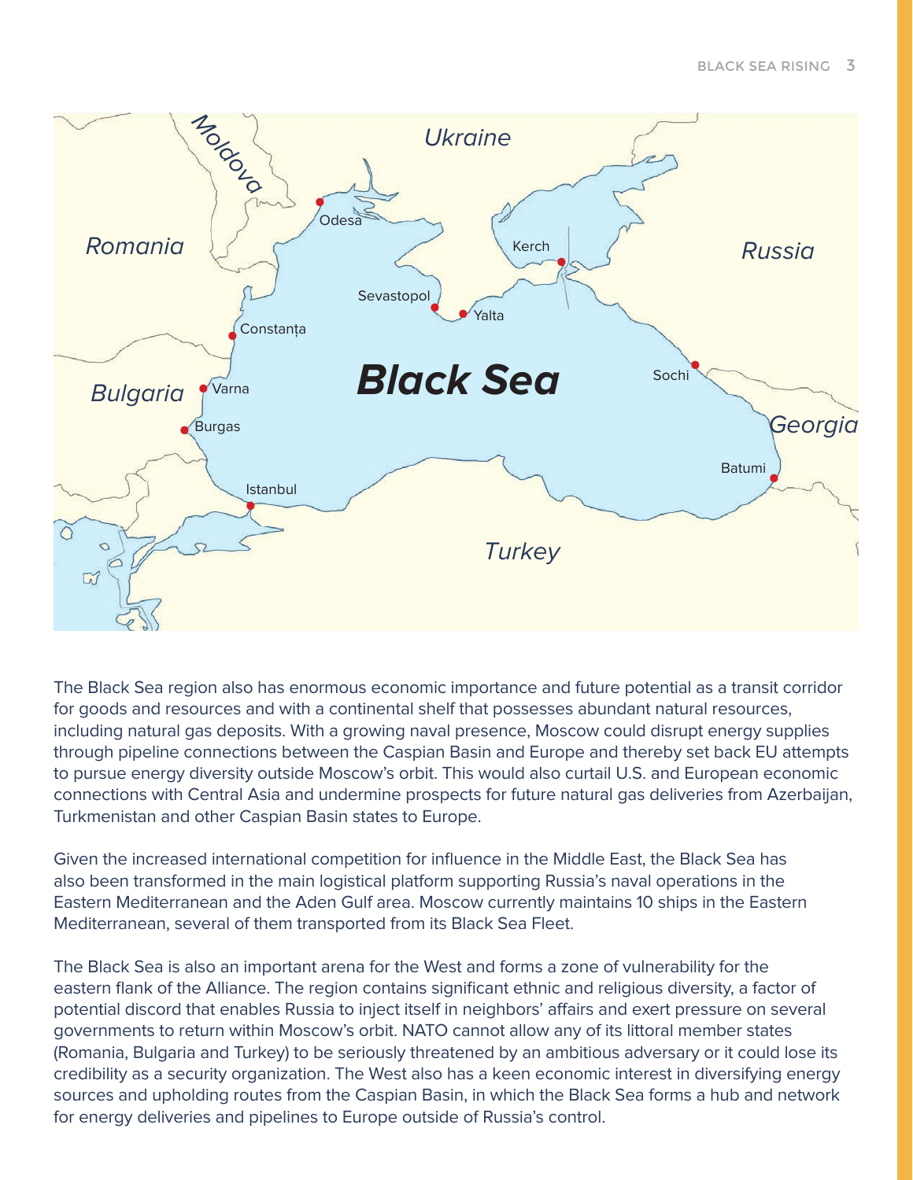The Black Sea region also has enormous economic importance and future potential as a transit corridor for goods and resources and with a continental shelf that possesses abundant natural resources, including natural gas deposits. With a growing naval presence, Moscow could disrupt energy supplies through pipeline connections between the Caspian Basin and Europe and thereby set back EU attempts to pursue energy diversity outside Moscow's orbit. This would also curtail U.S. and European economic connections with Central Asia and undermine prospects for future natural gas deliveries from Azerbaijan, Turkmenistan and other Caspian Basin states to Europe.

Given the increased international competition for influence in the Middle East, the Black Sea has also been transformed in the main logistical platform supporting Russia's naval operations in the Eastern Mediterranean and the Aden Gulf area. Moscow currently maintains 10 ships in the Eastern Mediterranean, several of them transported from its Black Sea Fleet.

The Black Sea is also an important arena for the West and forms a zone of vulnerability for the eastern flank of the Alliance. The region contains significant ethnic and religious diversity, a factor of potential discord that enables Russia to inject itself in neighbors' affairs and exert pressure on several governments to return within Moscow's orbit. NATO cannot allow any of its littoral member states (Romania, Bulgaria and Turkey) to be seriously threatened by an ambitious adversary or it could lose its credibility as a security organization. The West also has a keen economic interest in diversifying energy sources and upholding routes from the Caspian Basin, in which the Black Sea forms a hub and network for energy deliveries and pipelines to Europe outside of Russia's control.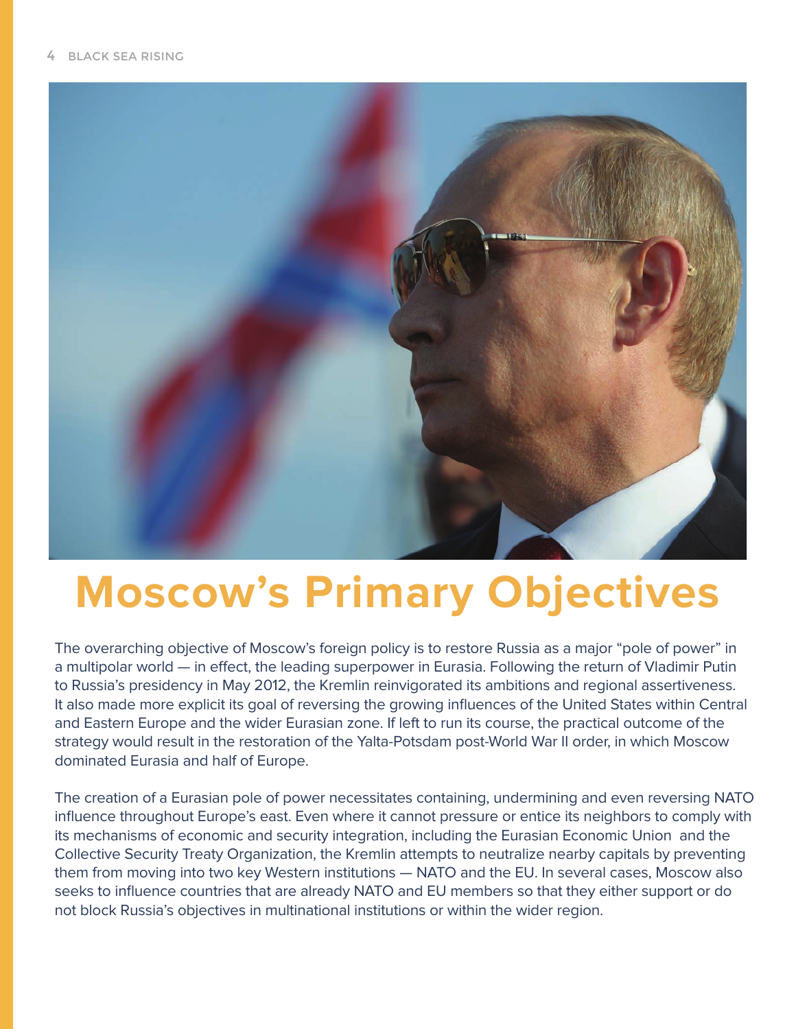# Moscow's Primary Objectives

The overarching objective of Moscow's foreign policy is to restore Russia as a major "pole of power" in a multipolar world — in effect, the leading superpower in Eurasia. Following the return of Vladimir Putin to Russia's presidency in May 2012, the Kremlin reinvigorated its ambitions and regional assertiveness. It also made more explicit its goal of reversing the growing influences of the United States within Central and Eastern Europe and the wider Eurasian zone. If left to run its course, the practical outcome of the strategy would result in the restoration of the Yalta-Potsdam post-World War II order, in which Moscow dominated Eurasia and half of Europe.

The creation of a Eurasian pole of power necessitates containing, undermining and even reversing NATO influence throughout Europe's east. Even where it cannot pressure or entice its neighbors to comply with its mechanisms of economic and security integration, including the Eurasian Economic Union and the Collective Security Treaty Organization, the Kremlin attempts to neutralize nearby capitals by preventing them from moving into two key Western institutions — NATO and the EU. In several cases, Moscow also seeks to influence countries that are already NATO and EU members so that they either support or do not block Russia's objectives in multinational institutions or within the wider region.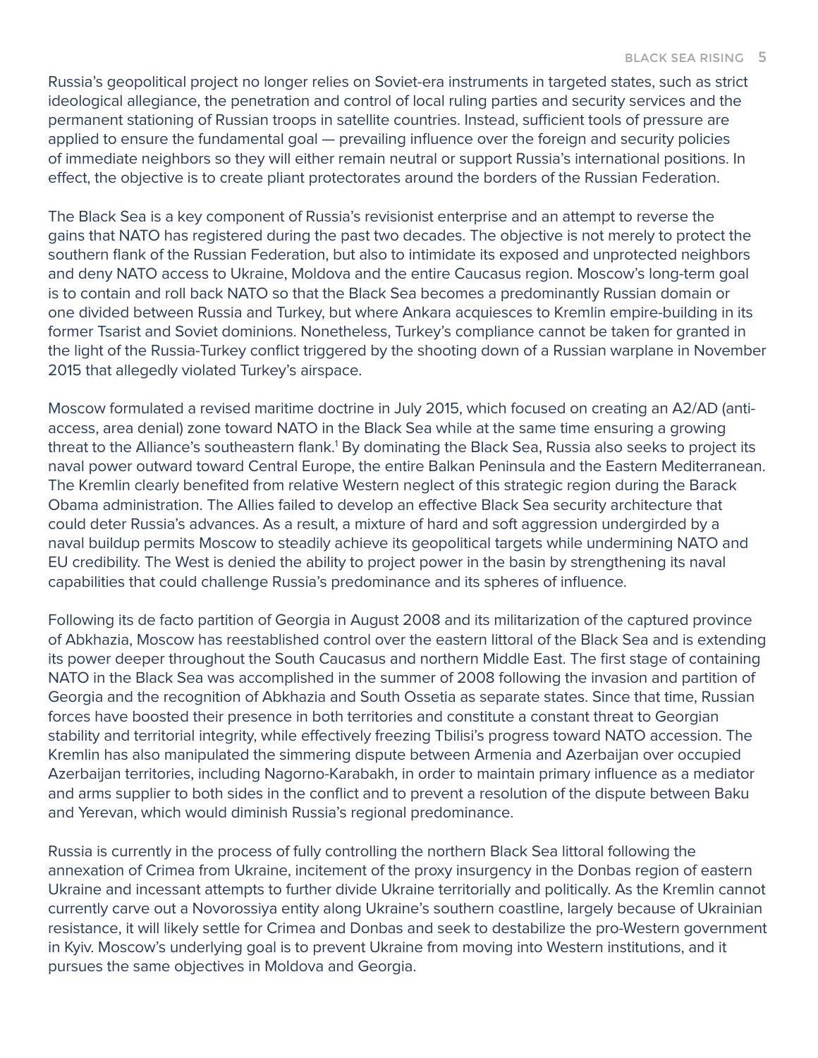Russia's geopolitical project no longer relies on Soviet-era instruments in targeted states, such as strict ideological allegiance, the penetration and control of local ruling parties and security services and the permanent stationing of Russian troops in satellite countries. Instead, sufficient tools of pressure are applied to ensure the fundamental goal — prevailing influence over the foreign and security policies of immediate neighbors so they will either remain neutral or support Russia's international positions. In effect, the objective is to create pliant protectorates around the borders of the Russian Federation.

The Black Sea is a key component of Russia's revisionist enterprise and an attempt to reverse the gains that NATO has registered during the past two decades. The objective is not merely to protect the southern flank of the Russian Federation, but also to intimidate its exposed and unprotected neighbors and deny NATO access to Ukraine, Moldova and the entire Caucasus region. Moscow's long-term goal is to contain and roll back NATO so that the Black Sea becomes a predominantly Russian domain or one divided between Russia and Turkey, but where Ankara acquiesces to Kremlin empire-building in its former Tsarist and Soviet dominions. Nonetheless, Turkey's compliance cannot be taken for granted in the light of the Russia-Turkey conflict triggered by the shooting down of a Russian warplane in November 2015 that allegedly violated Turkey's airspace.

Moscow formulated a revised maritime doctrine in July 2015, which focused on creating an A2/AD (anti-access, area denial) zone toward NATO in the Black Sea while at the same time ensuring a growing threat to the Alliance's southeastern flank.[1] By dominating the Black Sea, Russia also seeks to project its naval power outward toward Central Europe, the entire Balkan Peninsula and the Eastern Mediterranean. The Kremlin clearly benefited from relative Western neglect of this strategic region during the Barack Obama administration. The Allies failed to develop an effective Black Sea security architecture that could deter Russia's advances. As a result, a mixture of hard and soft aggression undergirded by a naval buildup permits Moscow to steadily achieve its geopolitical targets while undermining NATO and EU credibility. The West is denied the ability to project power in the basin by strengthening its naval capabilities that could challenge Russia's predominance and its spheres of influence.

Following its de facto partition of Georgia in August 2008 and its militarization of the captured province of Abkhazia, Moscow has reestablished control over the eastern littoral of the Black Sea and is extending its power deeper throughout the South Caucasus and northern Middle East. The first stage of containing NATO in the Black Sea was accomplished in the summer of 2008 following the invasion and partition of Georgia and the recognition of Abkhazia and South Ossetia as separate states. Since that time, Russian forces have boosted their presence in both territories and constitute a constant threat to Georgian stability and territorial integrity, while effectively freezing Tbilisi's progress toward NATO accession. The Kremlin has also manipulated the simmering dispute between Armenia and Azerbaijan over occupied Azerbaijan territories, including Nagorno-Karabakh, in order to maintain primary influence as a mediator and arms supplier to both sides in the conflict and to prevent a resolution of the dispute between Baku and Yerevan, which would diminish Russia's regional predominance.

Russia is currently in the process of fully controlling the northern Black Sea littoral following the annexation of Crimea from Ukraine, incitement of the proxy insurgency in the Donbas region of eastern Ukraine and incessant attempts to further divide Ukraine territorially and politically. As the Kremlin cannot currently carve out a Novorossiya entity along Ukraine's southern coastline, largely because of Ukrainian resistance, it will likely settle for Crimea and Donbas and seek to destabilize the pro-Western government in Kyiv. Moscow's underlying goal is to prevent Ukraine from moving into Western institutions, and it pursues the same objectives in Moldova and Georgia.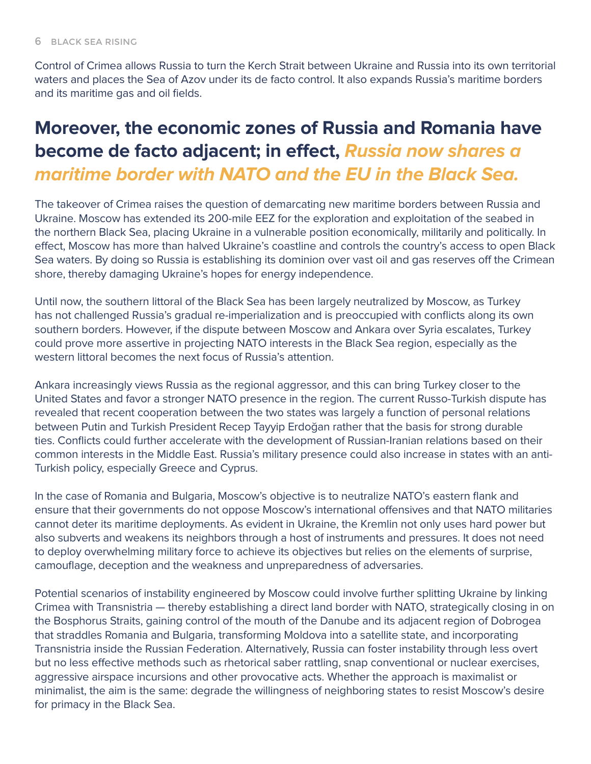Control of Crimea allows Russia to turn the Kerch Strait between Ukraine and Russia into its own territorial waters and places the Sea of Azov under its de facto control. It also expands Russia's maritime borders and its maritime gas and oil fields.

**Moreover, the economic zones of Russia and Romania have become de facto adjacent; in effect, *Russia now shares a maritime border with NATO and the EU in the Black Sea.***

The takeover of Crimea raises the question of demarcating new maritime borders between Russia and Ukraine. Moscow has extended its 200-mile EEZ for the exploration and exploitation of the seabed in the northern Black Sea, placing Ukraine in a vulnerable position economically, militarily and politically. In effect, Moscow has more than halved Ukraine's coastline and controls the country's access to open Black Sea waters. By doing so Russia is establishing its dominion over vast oil and gas reserves off the Crimean shore, thereby damaging Ukraine's hopes for energy independence.

Until now, the southern littoral of the Black Sea has been largely neutralized by Moscow, as Turkey has not challenged Russia's gradual re-imperialization and is preoccupied with conflicts along its own southern borders. However, if the dispute between Moscow and Ankara over Syria escalates, Turkey could prove more assertive in projecting NATO interests in the Black Sea region, especially as the western littoral becomes the next focus of Russia's attention.

Ankara increasingly views Russia as the regional aggressor, and this can bring Turkey closer to the United States and favor a stronger NATO presence in the region. The current Russo-Turkish dispute has revealed that recent cooperation between the two states was largely a function of personal relations between Putin and Turkish President Recep Tayyip Erdoğan rather that the basis for strong durable ties. Conflicts could further accelerate with the development of Russian-Iranian relations based on their common interests in the Middle East. Russia's military presence could also increase in states with an anti-Turkish policy, especially Greece and Cyprus.

In the case of Romania and Bulgaria, Moscow's objective is to neutralize NATO's eastern flank and ensure that their governments do not oppose Moscow's international offensives and that NATO militaries cannot deter its maritime deployments. As evident in Ukraine, the Kremlin not only uses hard power but also subverts and weakens its neighbors through a host of instruments and pressures. It does not need to deploy overwhelming military force to achieve its objectives but relies on the elements of surprise, camouflage, deception and the weakness and unpreparedness of adversaries.

Potential scenarios of instability engineered by Moscow could involve further splitting Ukraine by linking Crimea with Transnistria — thereby establishing a direct land border with NATO, strategically closing in on the Bosphorus Straits, gaining control of the mouth of the Danube and its adjacent region of Dobrogea that straddles Romania and Bulgaria, transforming Moldova into a satellite state, and incorporating Transnistria inside the Russian Federation. Alternatively, Russia can foster instability through less overt but no less effective methods such as rhetorical saber rattling, snap conventional or nuclear exercises, aggressive airspace incursions and other provocative acts. Whether the approach is maximalist or minimalist, the aim is the same: degrade the willingness of neighboring states to resist Moscow's desire for primacy in the Black Sea.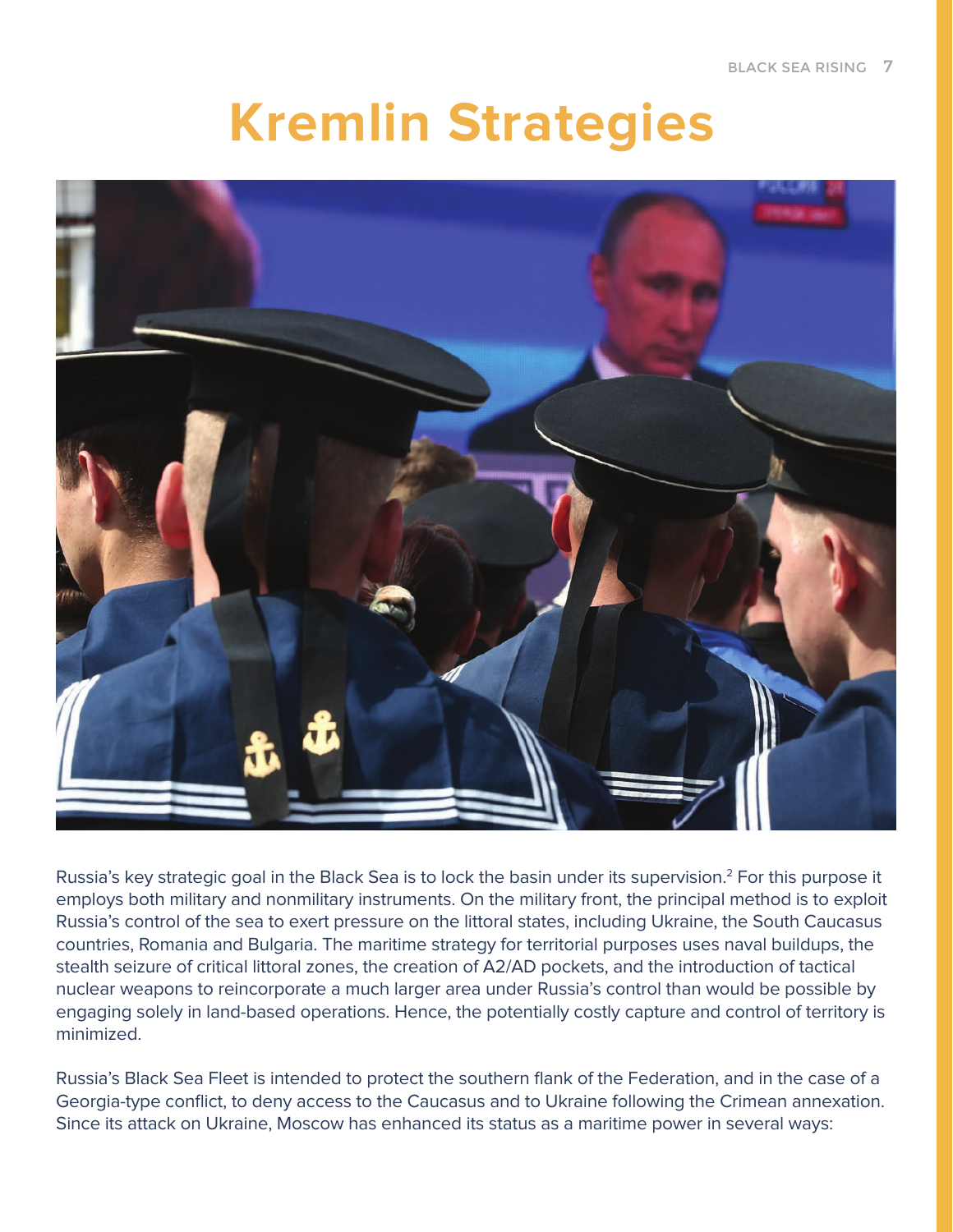# Kremlin Strategies

Russia's key strategic goal in the Black Sea is to lock the basin under its supervision.[2] For this purpose it employs both military and nonmilitary instruments. On the military front, the principal method is to exploit Russia's control of the sea to exert pressure on the littoral states, including Ukraine, the South Caucasus countries, Romania and Bulgaria. The maritime strategy for territorial purposes uses naval buildups, the stealth seizure of critical littoral zones, the creation of A2/AD pockets, and the introduction of tactical nuclear weapons to reincorporate a much larger area under Russia's control than would be possible by engaging solely in land-based operations. Hence, the potentially costly capture and control of territory is minimized.

Russia's Black Sea Fleet is intended to protect the southern flank of the Federation, and in the case of a Georgia-type conflict, to deny access to the Caucasus and to Ukraine following the Crimean annexation. Since its attack on Ukraine, Moscow has enhanced its status as a maritime power in several ways: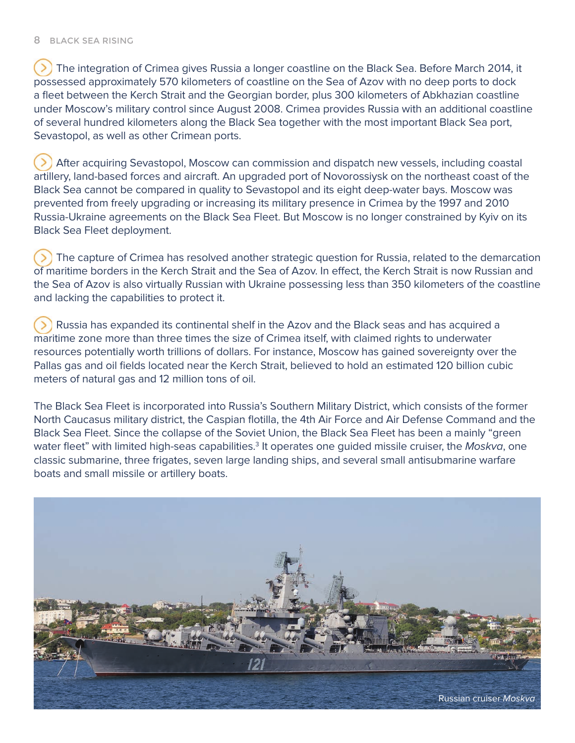The integration of Crimea gives Russia a longer coastline on the Black Sea. Before March 2014, it possessed approximately 570 kilometers of coastline on the Sea of Azov with no deep ports to dock a fleet between the Kerch Strait and the Georgian border, plus 300 kilometers of Abkhazian coastline under Moscow's military control since August 2008. Crimea provides Russia with an additional coastline of several hundred kilometers along the Black Sea together with the most important Black Sea port, Sevastopol, as well as other Crimean ports.

After acquiring Sevastopol, Moscow can commission and dispatch new vessels, including coastal artillery, land-based forces and aircraft. An upgraded port of Novorossiysk on the northeast coast of the Black Sea cannot be compared in quality to Sevastopol and its eight deep-water bays. Moscow was prevented from freely upgrading or increasing its military presence in Crimea by the 1997 and 2010 Russia-Ukraine agreements on the Black Sea Fleet. But Moscow is no longer constrained by Kyiv on its Black Sea Fleet deployment.

The capture of Crimea has resolved another strategic question for Russia, related to the demarcation of maritime borders in the Kerch Strait and the Sea of Azov. In effect, the Kerch Strait is now Russian and the Sea of Azov is also virtually Russian with Ukraine possessing less than 350 kilometers of the coastline and lacking the capabilities to protect it.

Russia has expanded its continental shelf in the Azov and the Black seas and has acquired a maritime zone more than three times the size of Crimea itself, with claimed rights to underwater resources potentially worth trillions of dollars. For instance, Moscow has gained sovereignty over the Pallas gas and oil fields located near the Kerch Strait, believed to hold an estimated 120 billion cubic meters of natural gas and 12 million tons of oil.

The Black Sea Fleet is incorporated into Russia's Southern Military District, which consists of the former North Caucasus military district, the Caspian flotilla, the 4th Air Force and Air Defense Command and the Black Sea Fleet. Since the collapse of the Soviet Union, the Black Sea Fleet has been a mainly "green water fleet" with limited high-seas capabilities.[3] It operates one guided missile cruiser, the *Moskva*, one classic submarine, three frigates, seven large landing ships, and several small antisubmarine warfare boats and small missile or artillery boats.

Russian cruiser *Moskva*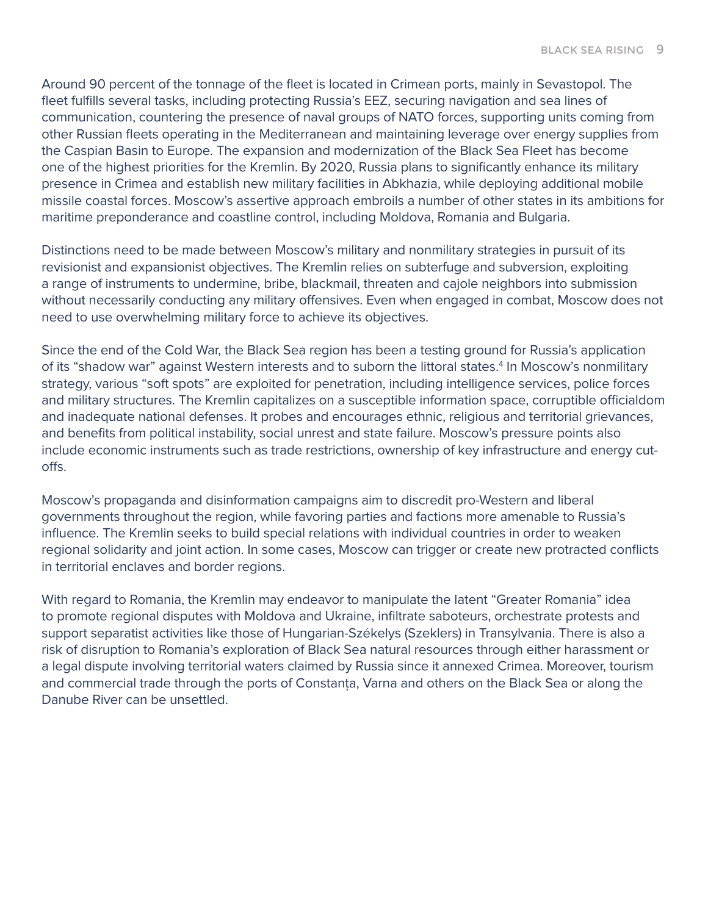Around 90 percent of the tonnage of the fleet is located in Crimean ports, mainly in Sevastopol. The fleet fulfills several tasks, including protecting Russia's EEZ, securing navigation and sea lines of communication, countering the presence of naval groups of NATO forces, supporting units coming from other Russian fleets operating in the Mediterranean and maintaining leverage over energy supplies from the Caspian Basin to Europe. The expansion and modernization of the Black Sea Fleet has become one of the highest priorities for the Kremlin. By 2020, Russia plans to significantly enhance its military presence in Crimea and establish new military facilities in Abkhazia, while deploying additional mobile missile coastal forces. Moscow's assertive approach embroils a number of other states in its ambitions for maritime preponderance and coastline control, including Moldova, Romania and Bulgaria.

Distinctions need to be made between Moscow's military and nonmilitary strategies in pursuit of its revisionist and expansionist objectives. The Kremlin relies on subterfuge and subversion, exploiting a range of instruments to undermine, bribe, blackmail, threaten and cajole neighbors into submission without necessarily conducting any military offensives. Even when engaged in combat, Moscow does not need to use overwhelming military force to achieve its objectives.

Since the end of the Cold War, the Black Sea region has been a testing ground for Russia's application of its "shadow war" against Western interests and to suborn the littoral states.[4] In Moscow's nonmilitary strategy, various "soft spots" are exploited for penetration, including intelligence services, police forces and military structures. The Kremlin capitalizes on a susceptible information space, corruptible officialdom and inadequate national defenses. It probes and encourages ethnic, religious and territorial grievances, and benefits from political instability, social unrest and state failure. Moscow's pressure points also include economic instruments such as trade restrictions, ownership of key infrastructure and energy cut-offs.

Moscow's propaganda and disinformation campaigns aim to discredit pro-Western and liberal governments throughout the region, while favoring parties and factions more amenable to Russia's influence. The Kremlin seeks to build special relations with individual countries in order to weaken regional solidarity and joint action. In some cases, Moscow can trigger or create new protracted conflicts in territorial enclaves and border regions.

With regard to Romania, the Kremlin may endeavor to manipulate the latent "Greater Romania" idea to promote regional disputes with Moldova and Ukraine, infiltrate saboteurs, orchestrate protests and support separatist activities like those of Hungarian-Székelys (Szeklers) in Transylvania. There is also a risk of disruption to Romania's exploration of Black Sea natural resources through either harassment or a legal dispute involving territorial waters claimed by Russia since it annexed Crimea. Moreover, tourism and commercial trade through the ports of Constanța, Varna and others on the Black Sea or along the Danube River can be unsettled.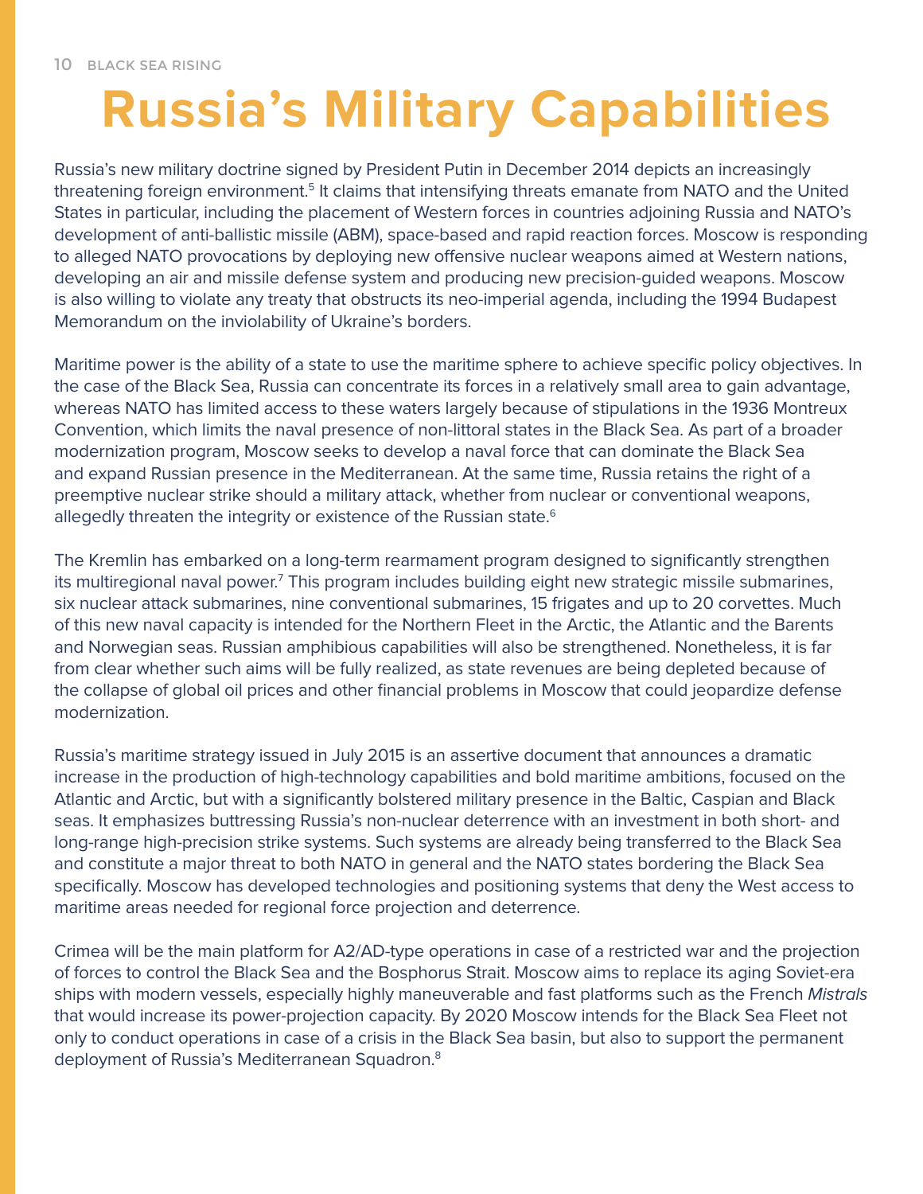# Russia's Military Capabilities

Russia's new military doctrine signed by President Putin in December 2014 depicts an increasingly threatening foreign environment.[5] It claims that intensifying threats emanate from NATO and the United States in particular, including the placement of Western forces in countries adjoining Russia and NATO's development of anti-ballistic missile (ABM), space-based and rapid reaction forces. Moscow is responding to alleged NATO provocations by deploying new offensive nuclear weapons aimed at Western nations, developing an air and missile defense system and producing new precision-guided weapons. Moscow is also willing to violate any treaty that obstructs its neo-imperial agenda, including the 1994 Budapest Memorandum on the inviolability of Ukraine's borders.

Maritime power is the ability of a state to use the maritime sphere to achieve specific policy objectives. In the case of the Black Sea, Russia can concentrate its forces in a relatively small area to gain advantage, whereas NATO has limited access to these waters largely because of stipulations in the 1936 Montreux Convention, which limits the naval presence of non-littoral states in the Black Sea. As part of a broader modernization program, Moscow seeks to develop a naval force that can dominate the Black Sea and expand Russian presence in the Mediterranean. At the same time, Russia retains the right of a preemptive nuclear strike should a military attack, whether from nuclear or conventional weapons, allegedly threaten the integrity or existence of the Russian state.[6]

The Kremlin has embarked on a long-term rearmament program designed to significantly strengthen its multiregional naval power.[7] This program includes building eight new strategic missile submarines, six nuclear attack submarines, nine conventional submarines, 15 frigates and up to 20 corvettes. Much of this new naval capacity is intended for the Northern Fleet in the Arctic, the Atlantic and the Barents and Norwegian seas. Russian amphibious capabilities will also be strengthened. Nonetheless, it is far from clear whether such aims will be fully realized, as state revenues are being depleted because of the collapse of global oil prices and other financial problems in Moscow that could jeopardize defense modernization.

Russia's maritime strategy issued in July 2015 is an assertive document that announces a dramatic increase in the production of high-technology capabilities and bold maritime ambitions, focused on the Atlantic and Arctic, but with a significantly bolstered military presence in the Baltic, Caspian and Black seas. It emphasizes buttressing Russia's non-nuclear deterrence with an investment in both short- and long-range high-precision strike systems. Such systems are already being transferred to the Black Sea and constitute a major threat to both NATO in general and the NATO states bordering the Black Sea specifically. Moscow has developed technologies and positioning systems that deny the West access to maritime areas needed for regional force projection and deterrence.

Crimea will be the main platform for A2/AD-type operations in case of a restricted war and the projection of forces to control the Black Sea and the Bosphorus Strait. Moscow aims to replace its aging Soviet-era ships with modern vessels, especially highly maneuverable and fast platforms such as the French *Mistrals* that would increase its power-projection capacity. By 2020 Moscow intends for the Black Sea Fleet not only to conduct operations in case of a crisis in the Black Sea basin, but also to support the permanent deployment of Russia's Mediterranean Squadron.[8]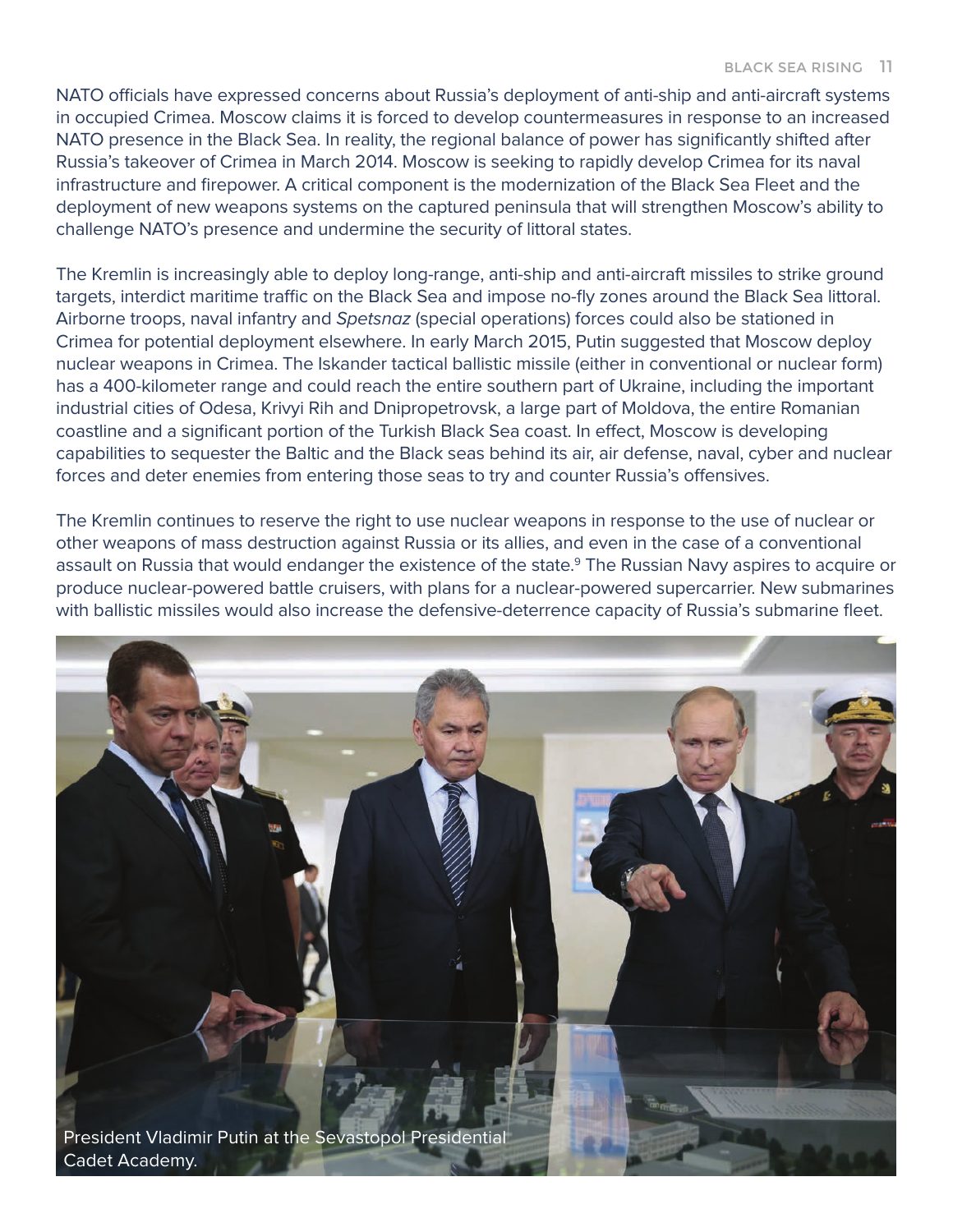NATO officials have expressed concerns about Russia's deployment of anti-ship and anti-aircraft systems in occupied Crimea. Moscow claims it is forced to develop countermeasures in response to an increased NATO presence in the Black Sea. In reality, the regional balance of power has significantly shifted after Russia's takeover of Crimea in March 2014. Moscow is seeking to rapidly develop Crimea for its naval infrastructure and firepower. A critical component is the modernization of the Black Sea Fleet and the deployment of new weapons systems on the captured peninsula that will strengthen Moscow's ability to challenge NATO's presence and undermine the security of littoral states.

The Kremlin is increasingly able to deploy long-range, anti-ship and anti-aircraft missiles to strike ground targets, interdict maritime traffic on the Black Sea and impose no-fly zones around the Black Sea littoral. Airborne troops, naval infantry and *Spetsnaz* (special operations) forces could also be stationed in Crimea for potential deployment elsewhere. In early March 2015, Putin suggested that Moscow deploy nuclear weapons in Crimea. The Iskander tactical ballistic missile (either in conventional or nuclear form) has a 400-kilometer range and could reach the entire southern part of Ukraine, including the important industrial cities of Odesa, Krivyi Rih and Dnipropetrovsk, a large part of Moldova, the entire Romanian coastline and a significant portion of the Turkish Black Sea coast. In effect, Moscow is developing capabilities to sequester the Baltic and the Black seas behind its air, air defense, naval, cyber and nuclear forces and deter enemies from entering those seas to try and counter Russia's offensives.

The Kremlin continues to reserve the right to use nuclear weapons in response to the use of nuclear or other weapons of mass destruction against Russia or its allies, and even in the case of a conventional assault on Russia that would endanger the existence of the state.[9] The Russian Navy aspires to acquire or produce nuclear-powered battle cruisers, with plans for a nuclear-powered supercarrier. New submarines with ballistic missiles would also increase the defensive-deterrence capacity of Russia's submarine fleet.

President Vladimir Putin at the Sevastopol Presidential Cadet Academy.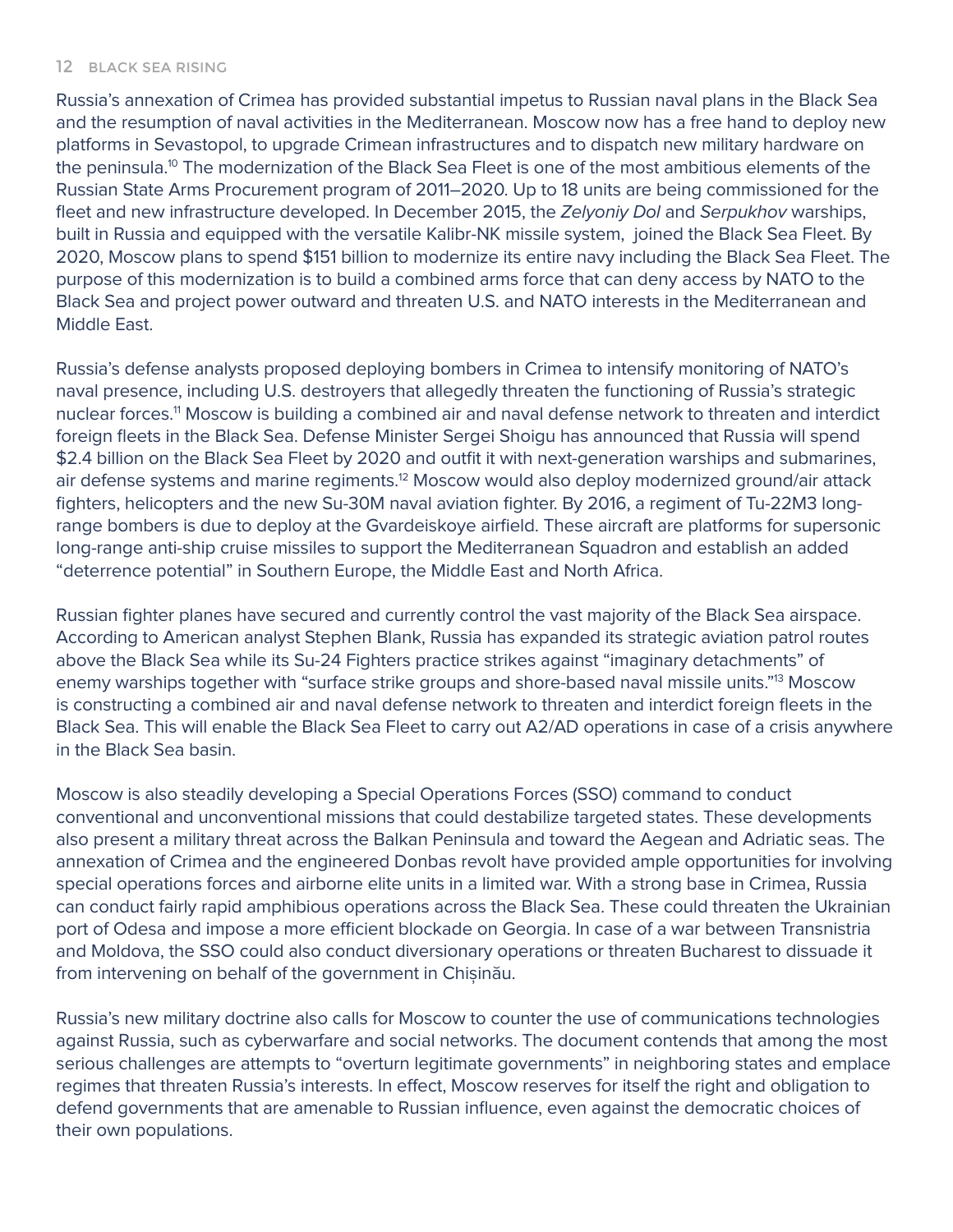Russia's annexation of Crimea has provided substantial impetus to Russian naval plans in the Black Sea and the resumption of naval activities in the Mediterranean. Moscow now has a free hand to deploy new platforms in Sevastopol, to upgrade Crimean infrastructures and to dispatch new military hardware on the peninsula.[10] The modernization of the Black Sea Fleet is one of the most ambitious elements of the Russian State Arms Procurement program of 2011–2020. Up to 18 units are being commissioned for the fleet and new infrastructure developed. In December 2015, the *Zelyoniy Dol* and *Serpukhov* warships, built in Russia and equipped with the versatile Kalibr-NK missile system, joined the Black Sea Fleet. By 2020, Moscow plans to spend $151 billion to modernize its entire navy including the Black Sea Fleet. The purpose of this modernization is to build a combined arms force that can deny access by NATO to the Black Sea and project power outward and threaten U.S. and NATO interests in the Mediterranean and Middle East.

Russia's defense analysts proposed deploying bombers in Crimea to intensify monitoring of NATO's naval presence, including U.S. destroyers that allegedly threaten the functioning of Russia's strategic nuclear forces.[11] Moscow is building a combined air and naval defense network to threaten and interdict foreign fleets in the Black Sea. Defense Minister Sergei Shoigu has announced that Russia will spend $2.4 billion on the Black Sea Fleet by 2020 and outfit it with next-generation warships and submarines, air defense systems and marine regiments.[12] Moscow would also deploy modernized ground/air attack fighters, helicopters and the new Su-30M naval aviation fighter. By 2016, a regiment of Tu-22M3 long-range bombers is due to deploy at the Gvardeiskoye airfield. These aircraft are platforms for supersonic long-range anti-ship cruise missiles to support the Mediterranean Squadron and establish an added "deterrence potential" in Southern Europe, the Middle East and North Africa.

Russian fighter planes have secured and currently control the vast majority of the Black Sea airspace. According to American analyst Stephen Blank, Russia has expanded its strategic aviation patrol routes above the Black Sea while its Su-24 Fighters practice strikes against "imaginary detachments" of enemy warships together with "surface strike groups and shore-based naval missile units."[13] Moscow is constructing a combined air and naval defense network to threaten and interdict foreign fleets in the Black Sea. This will enable the Black Sea Fleet to carry out A2/AD operations in case of a crisis anywhere in the Black Sea basin.

Moscow is also steadily developing a Special Operations Forces (SSO) command to conduct conventional and unconventional missions that could destabilize targeted states. These developments also present a military threat across the Balkan Peninsula and toward the Aegean and Adriatic seas. The annexation of Crimea and the engineered Donbas revolt have provided ample opportunities for involving special operations forces and airborne elite units in a limited war. With a strong base in Crimea, Russia can conduct fairly rapid amphibious operations across the Black Sea. These could threaten the Ukrainian port of Odesa and impose a more efficient blockade on Georgia. In case of a war between Transnistria and Moldova, the SSO could also conduct diversionary operations or threaten Bucharest to dissuade it from intervening on behalf of the government in Chișinău.

Russia's new military doctrine also calls for Moscow to counter the use of communications technologies against Russia, such as cyberwarfare and social networks. The document contends that among the most serious challenges are attempts to "overturn legitimate governments" in neighboring states and emplace regimes that threaten Russia's interests. In effect, Moscow reserves for itself the right and obligation to defend governments that are amenable to Russian influence, even against the democratic choices of their own populations.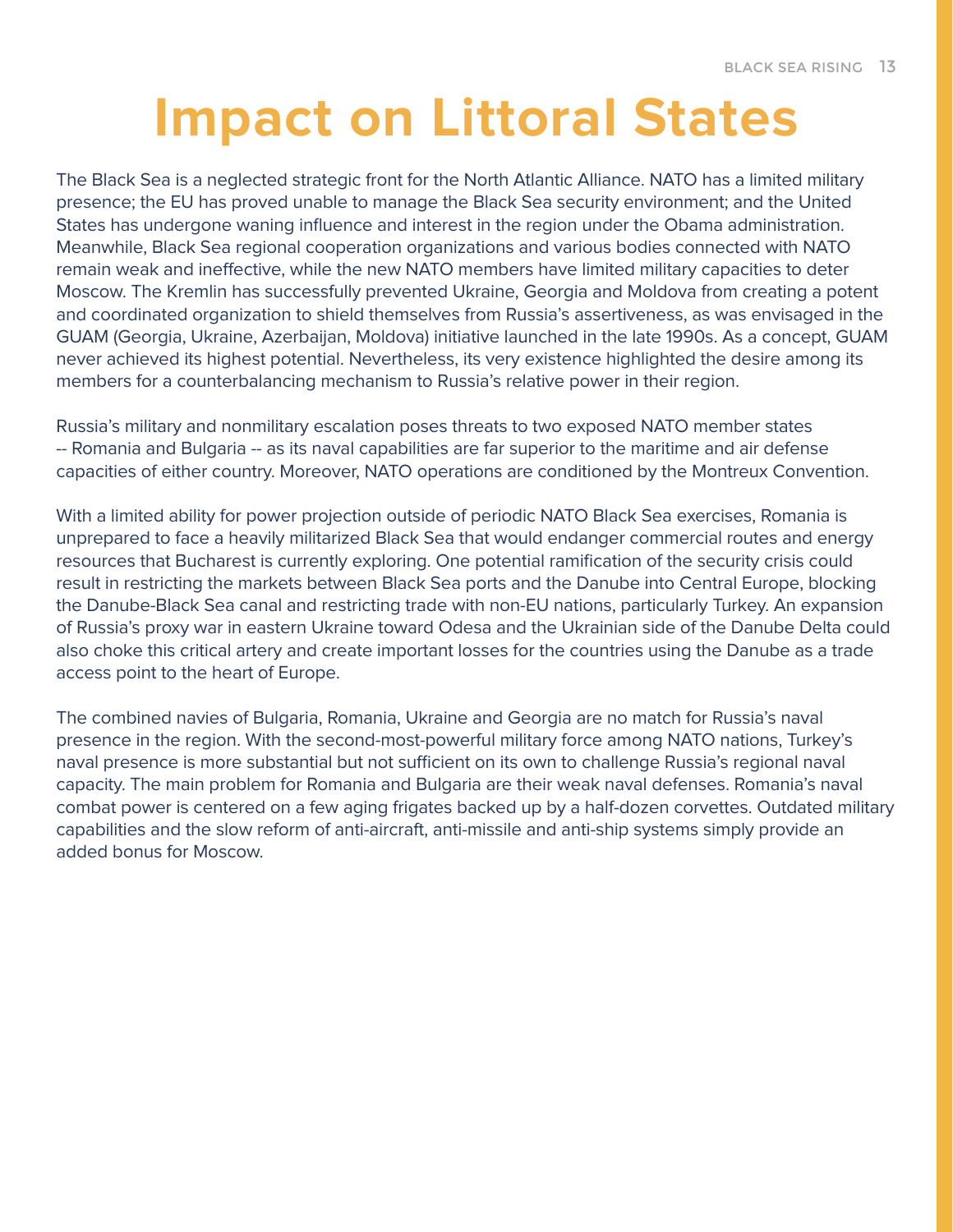# Impact on Littoral States

The Black Sea is a neglected strategic front for the North Atlantic Alliance. NATO has a limited military presence; the EU has proved unable to manage the Black Sea security environment; and the United States has undergone waning influence and interest in the region under the Obama administration. Meanwhile, Black Sea regional cooperation organizations and various bodies connected with NATO remain weak and ineffective, while the new NATO members have limited military capacities to deter Moscow. The Kremlin has successfully prevented Ukraine, Georgia and Moldova from creating a potent and coordinated organization to shield themselves from Russia's assertiveness, as was envisaged in the GUAM (Georgia, Ukraine, Azerbaijan, Moldova) initiative launched in the late 1990s. As a concept, GUAM never achieved its highest potential. Nevertheless, its very existence highlighted the desire among its members for a counterbalancing mechanism to Russia's relative power in their region.

Russia's military and nonmilitary escalation poses threats to two exposed NATO member states -- Romania and Bulgaria -- as its naval capabilities are far superior to the maritime and air defense capacities of either country. Moreover, NATO operations are conditioned by the Montreux Convention.

With a limited ability for power projection outside of periodic NATO Black Sea exercises, Romania is unprepared to face a heavily militarized Black Sea that would endanger commercial routes and energy resources that Bucharest is currently exploring. One potential ramification of the security crisis could result in restricting the markets between Black Sea ports and the Danube into Central Europe, blocking the Danube-Black Sea canal and restricting trade with non-EU nations, particularly Turkey. An expansion of Russia's proxy war in eastern Ukraine toward Odesa and the Ukrainian side of the Danube Delta could also choke this critical artery and create important losses for the countries using the Danube as a trade access point to the heart of Europe.

The combined navies of Bulgaria, Romania, Ukraine and Georgia are no match for Russia's naval presence in the region. With the second-most-powerful military force among NATO nations, Turkey's naval presence is more substantial but not sufficient on its own to challenge Russia's regional naval capacity. The main problem for Romania and Bulgaria are their weak naval defenses. Romania's naval combat power is centered on a few aging frigates backed up by a half-dozen corvettes. Outdated military capabilities and the slow reform of anti-aircraft, anti-missile and anti-ship systems simply provide an added bonus for Moscow.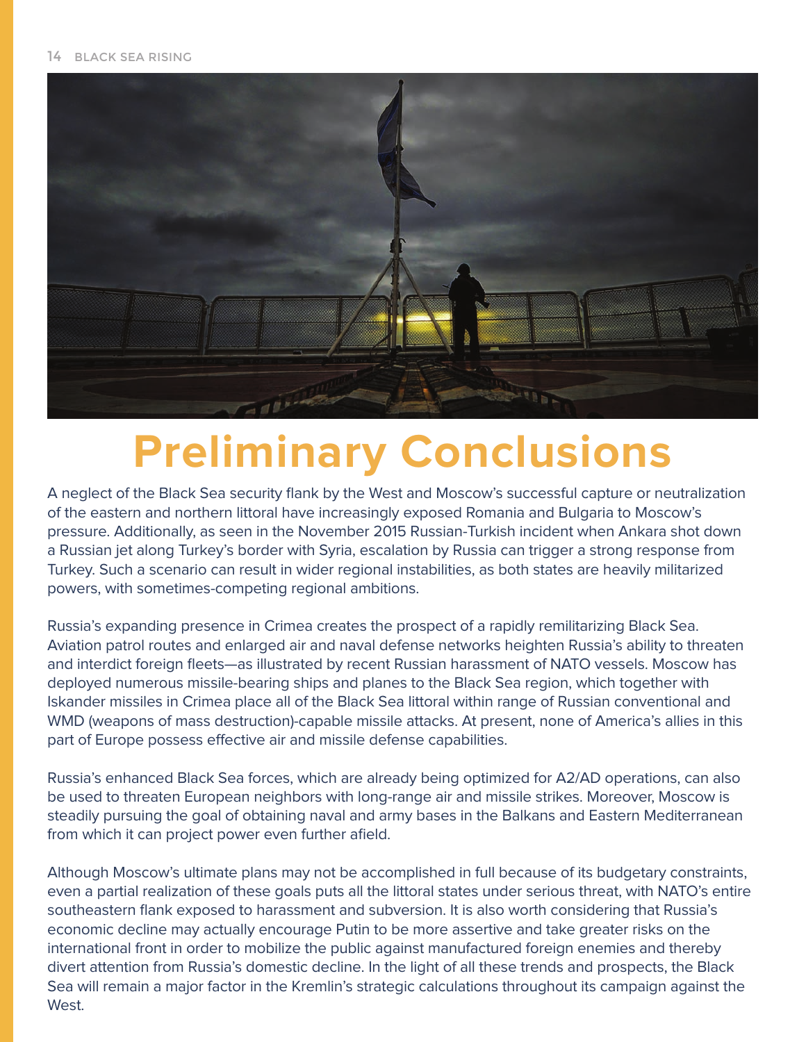# Preliminary Conclusions

A neglect of the Black Sea security flank by the West and Moscow's successful capture or neutralization of the eastern and northern littoral have increasingly exposed Romania and Bulgaria to Moscow's pressure. Additionally, as seen in the November 2015 Russian-Turkish incident when Ankara shot down a Russian jet along Turkey's border with Syria, escalation by Russia can trigger a strong response from Turkey. Such a scenario can result in wider regional instabilities, as both states are heavily militarized powers, with sometimes-competing regional ambitions.

Russia's expanding presence in Crimea creates the prospect of a rapidly remilitarizing Black Sea. Aviation patrol routes and enlarged air and naval defense networks heighten Russia's ability to threaten and interdict foreign fleets—as illustrated by recent Russian harassment of NATO vessels. Moscow has deployed numerous missile-bearing ships and planes to the Black Sea region, which together with Iskander missiles in Crimea place all of the Black Sea littoral within range of Russian conventional and WMD (weapons of mass destruction)-capable missile attacks. At present, none of America's allies in this part of Europe possess effective air and missile defense capabilities.

Russia's enhanced Black Sea forces, which are already being optimized for A2/AD operations, can also be used to threaten European neighbors with long-range air and missile strikes. Moreover, Moscow is steadily pursuing the goal of obtaining naval and army bases in the Balkans and Eastern Mediterranean from which it can project power even further afield.

Although Moscow's ultimate plans may not be accomplished in full because of its budgetary constraints, even a partial realization of these goals puts all the littoral states under serious threat, with NATO's entire southeastern flank exposed to harassment and subversion. It is also worth considering that Russia's economic decline may actually encourage Putin to be more assertive and take greater risks on the international front in order to mobilize the public against manufactured foreign enemies and thereby divert attention from Russia's domestic decline. In the light of all these trends and prospects, the Black Sea will remain a major factor in the Kremlin's strategic calculations throughout its campaign against the West.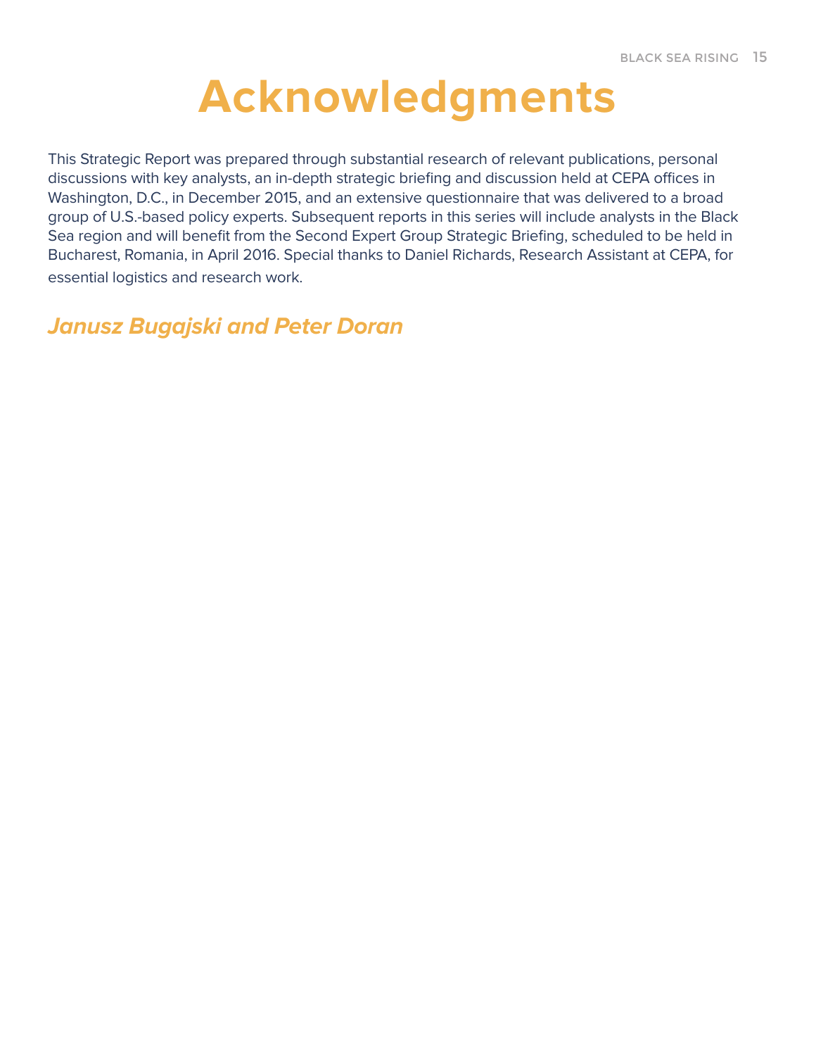# Acknowledgments

This Strategic Report was prepared through substantial research of relevant publications, personal discussions with key analysts, an in-depth strategic briefing and discussion held at CEPA offices in Washington, D.C., in December 2015, and an extensive questionnaire that was delivered to a broad group of U.S.-based policy experts. Subsequent reports in this series will include analysts in the Black Sea region and will benefit from the Second Expert Group Strategic Briefing, scheduled to be held in Bucharest, Romania, in April 2016. Special thanks to Daniel Richards, Research Assistant at CEPA, for essential logistics and research work.

***Janusz Bugajski and Peter Doran***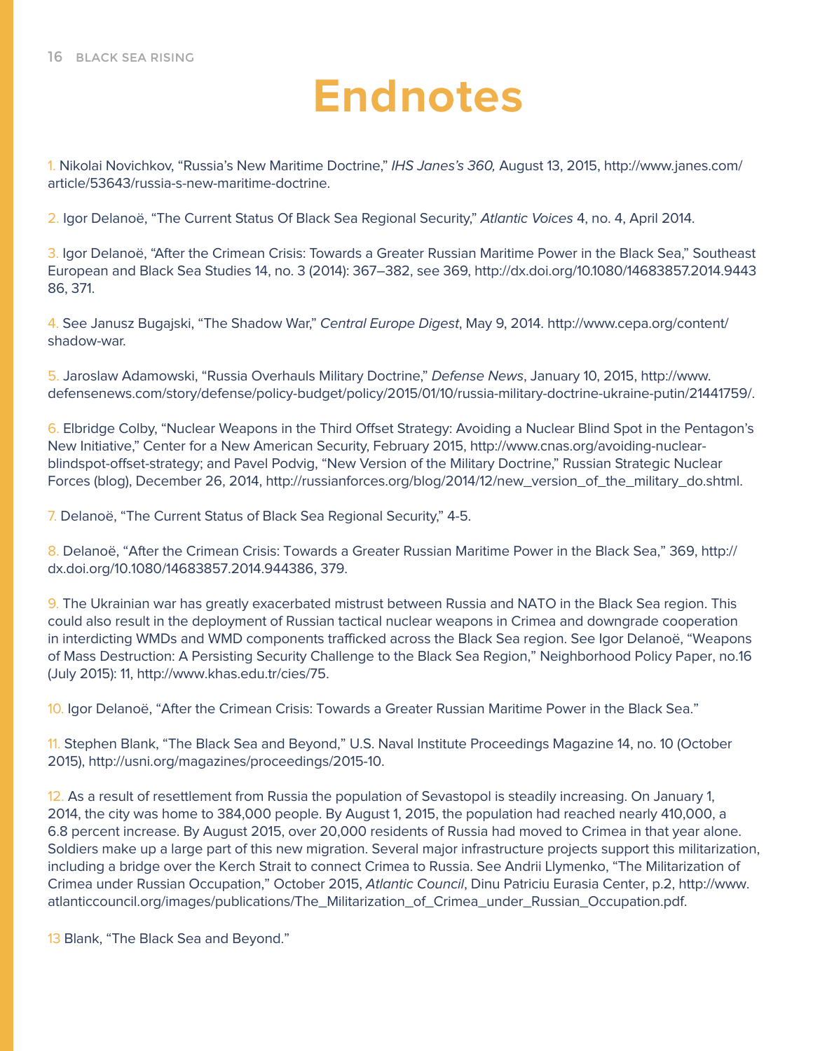# Endnotes

1. Nikolai Novichkov, "Russia's New Maritime Doctrine," *IHS Janes's 360,* August 13, 2015, http://www.janes.com/article/53643/russia-s-new-maritime-doctrine.

2. Igor Delanoë, "The Current Status Of Black Sea Regional Security," *Atlantic Voices* 4, no. 4, April 2014.

3. Igor Delanoë, "After the Crimean Crisis: Towards a Greater Russian Maritime Power in the Black Sea," Southeast European and Black Sea Studies 14, no. 3 (2014): 367–382, see 369, http://dx.doi.org/10.1080/14683857.2014.944386, 371.

4. See Janusz Bugajski, "The Shadow War," *Central Europe Digest*, May 9, 2014. http://www.cepa.org/content/shadow-war.

5. Jaroslaw Adamowski, "Russia Overhauls Military Doctrine," *Defense News*, January 10, 2015, http://www.defensenews.com/story/defense/policy-budget/policy/2015/01/10/russia-military-doctrine-ukraine-putin/21441759/.

6. Elbridge Colby, "Nuclear Weapons in the Third Offset Strategy: Avoiding a Nuclear Blind Spot in the Pentagon's New Initiative," Center for a New American Security, February 2015, http://www.cnas.org/avoiding-nuclear-blindspot-offset-strategy; and Pavel Podvig, "New Version of the Military Doctrine," Russian Strategic Nuclear Forces (blog), December 26, 2014, http://russianforces.org/blog/2014/12/new_version_of_the_military_do.shtml.

7. Delanoë, "The Current Status of Black Sea Regional Security," 4-5.

8. Delanoë, "After the Crimean Crisis: Towards a Greater Russian Maritime Power in the Black Sea," 369, http://dx.doi.org/10.1080/14683857.2014.944386, 379.

9. The Ukrainian war has greatly exacerbated mistrust between Russia and NATO in the Black Sea region. This could also result in the deployment of Russian tactical nuclear weapons in Crimea and downgrade cooperation in interdicting WMDs and WMD components trafficked across the Black Sea region. See Igor Delanoë, "Weapons of Mass Destruction: A Persisting Security Challenge to the Black Sea Region," Neighborhood Policy Paper, no.16 (July 2015): 11, http://www.khas.edu.tr/cies/75.

10. Igor Delanoë, "After the Crimean Crisis: Towards a Greater Russian Maritime Power in the Black Sea."

11. Stephen Blank, "The Black Sea and Beyond," U.S. Naval Institute Proceedings Magazine 14, no. 10 (October 2015), http://usni.org/magazines/proceedings/2015-10.

12. As a result of resettlement from Russia the population of Sevastopol is steadily increasing. On January 1, 2014, the city was home to 384,000 people. By August 1, 2015, the population had reached nearly 410,000, a 6.8 percent increase. By August 2015, over 20,000 residents of Russia had moved to Crimea in that year alone. Soldiers make up a large part of this new migration. Several major infrastructure projects support this militarization, including a bridge over the Kerch Strait to connect Crimea to Russia. See Andrii Llymenko, "The Militarization of Crimea under Russian Occupation," October 2015, *Atlantic Council*, Dinu Patriciu Eurasia Center, p.2, http://www.atlanticcouncil.org/images/publications/The_Militarization_of_Crimea_under_Russian_Occupation.pdf.

13 Blank, "The Black Sea and Beyond."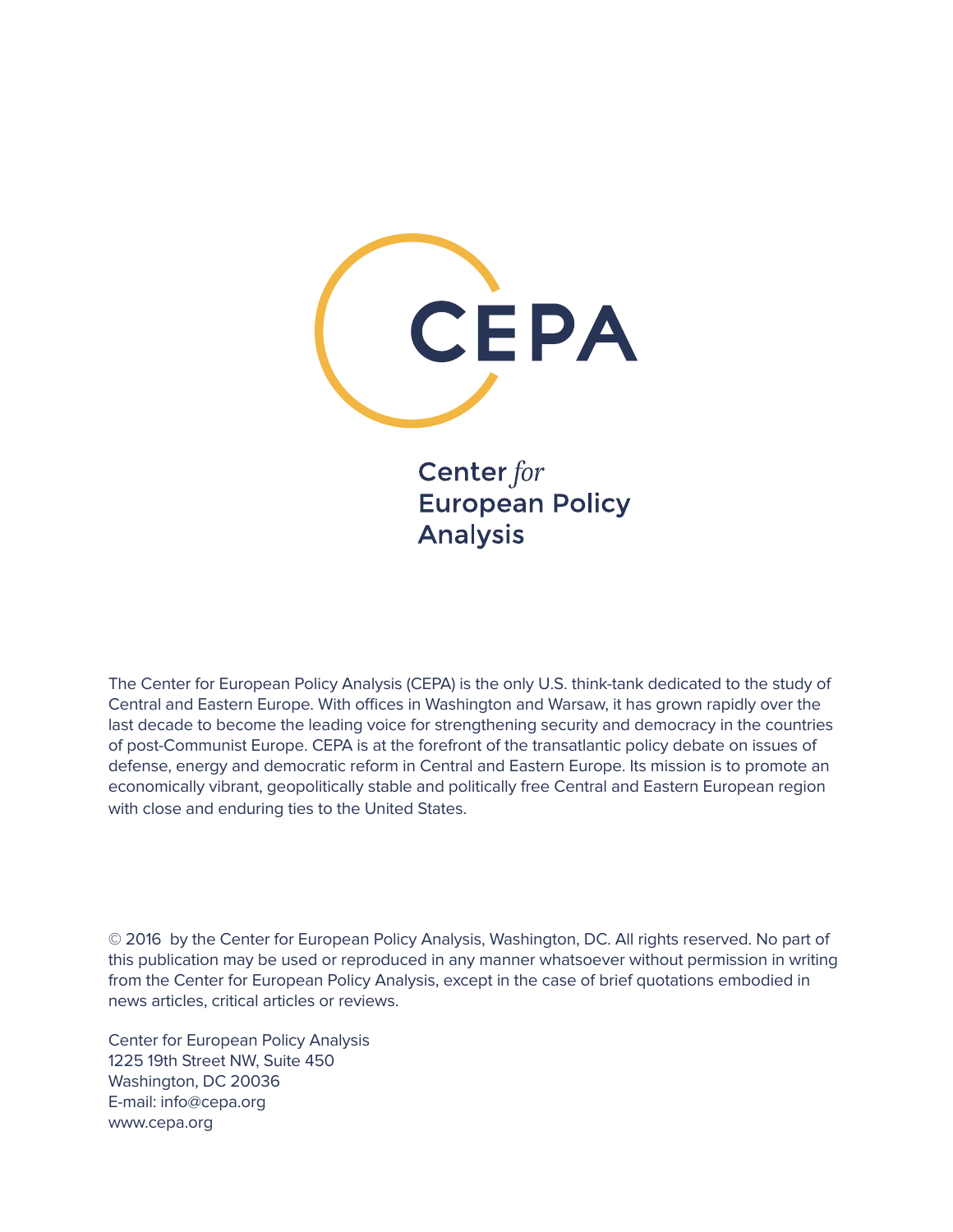CEPA

Center *for* European Policy Analysis

The Center for European Policy Analysis (CEPA) is the only U.S. think-tank dedicated to the study of Central and Eastern Europe. With offices in Washington and Warsaw, it has grown rapidly over the last decade to become the leading voice for strengthening security and democracy in the countries of post-Communist Europe. CEPA is at the forefront of the transatlantic policy debate on issues of defense, energy and democratic reform in Central and Eastern Europe. Its mission is to promote an economically vibrant, geopolitically stable and politically free Central and Eastern European region with close and enduring ties to the United States.

© 2016 by the Center for European Policy Analysis, Washington, DC. All rights reserved. No part of this publication may be used or reproduced in any manner whatsoever without permission in writing from the Center for European Policy Analysis, except in the case of brief quotations embodied in news articles, critical articles or reviews.

Center for European Policy Analysis  
1225 19th Street NW, Suite 450  
Washington, DC 20036  
E-mail: info@cepa.org  
www.cepa.org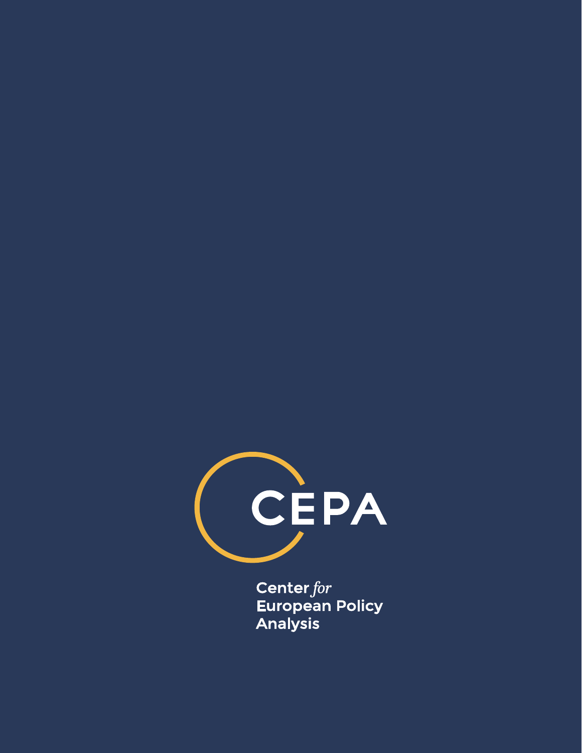CEPA

Center *for* European Policy Analysis